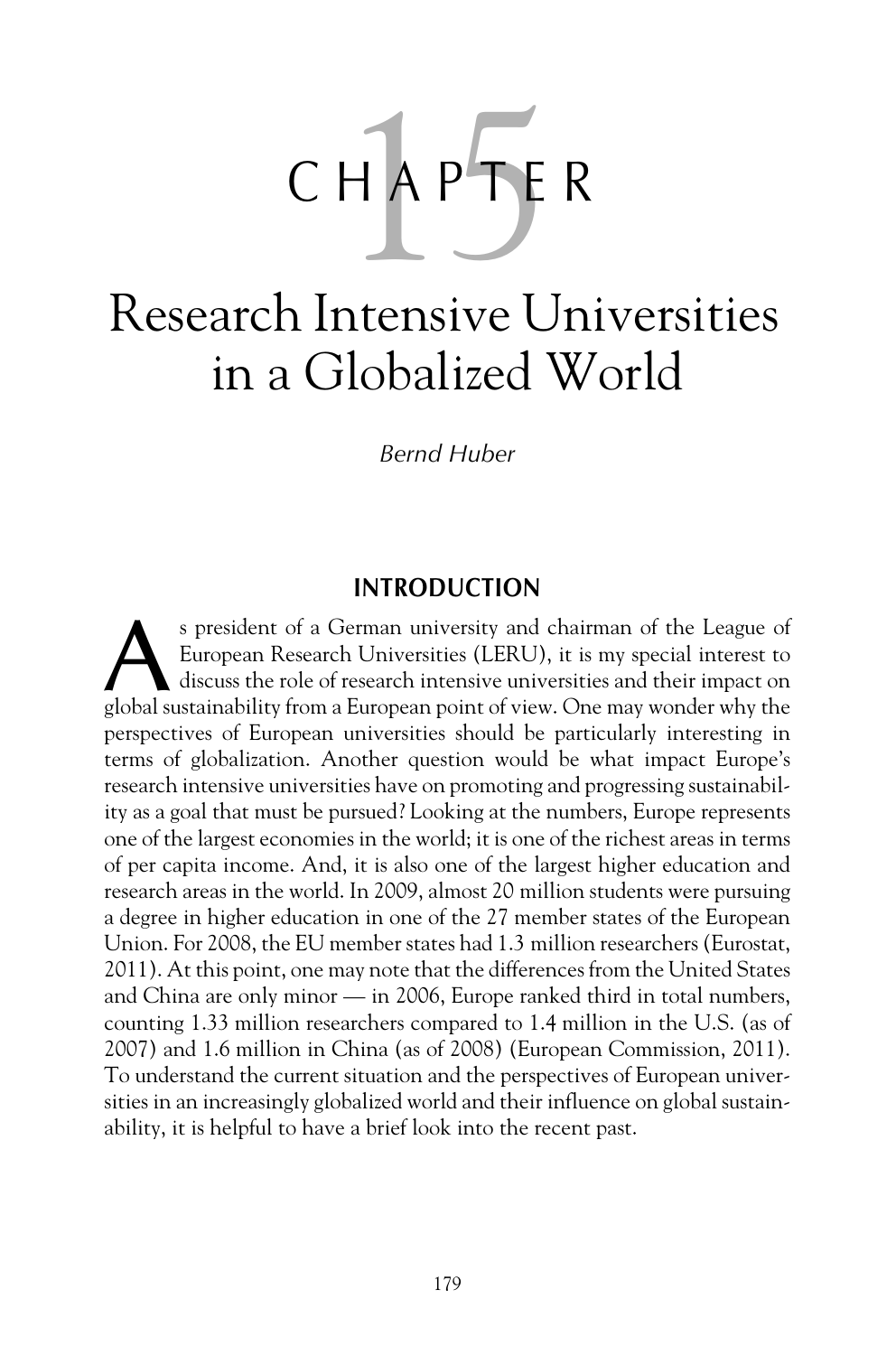# CHAPTER 15

# Research Intensive Universities in a Globalized World

*Bernd Huber*

## INTRODUCTION

As president of a German university and chairman of the League of European Research Universities (LERU), it is my special interest to discuss the role of research intensive universities and their impact on global sustainability from a European point of view. One may wonder why the perspectives of European universities should be particularly interesting in terms of globalization. Another question would be what impact Europe's research intensive universities have on promoting and progressing sustainability as a goal that must be pursued? Looking at the numbers, Europe represents one of the largest economies in the world; it is one of the richest areas in terms of per capita income. And, it is also one of the largest higher education and research areas in the world. In 2009, almost 20 million students were pursuing a degree in higher education in one of the 27 member states of the European Union. For 2008, the EU member states had 1.3 million researchers (Eurostat, 2011). At this point, one may note that the differences from the United States and China are only minor — in 2006, Europe ranked third in total numbers, counting 1.33 million researchers compared to 1.4 million in the U.S. (as of 2007) and 1.6 million in China (as of 2008) (European Commission, 2011). To understand the current situation and the perspectives of European universities in an increasingly globalized world and their influence on global sustainability, it is helpful to have a brief look into the recent past.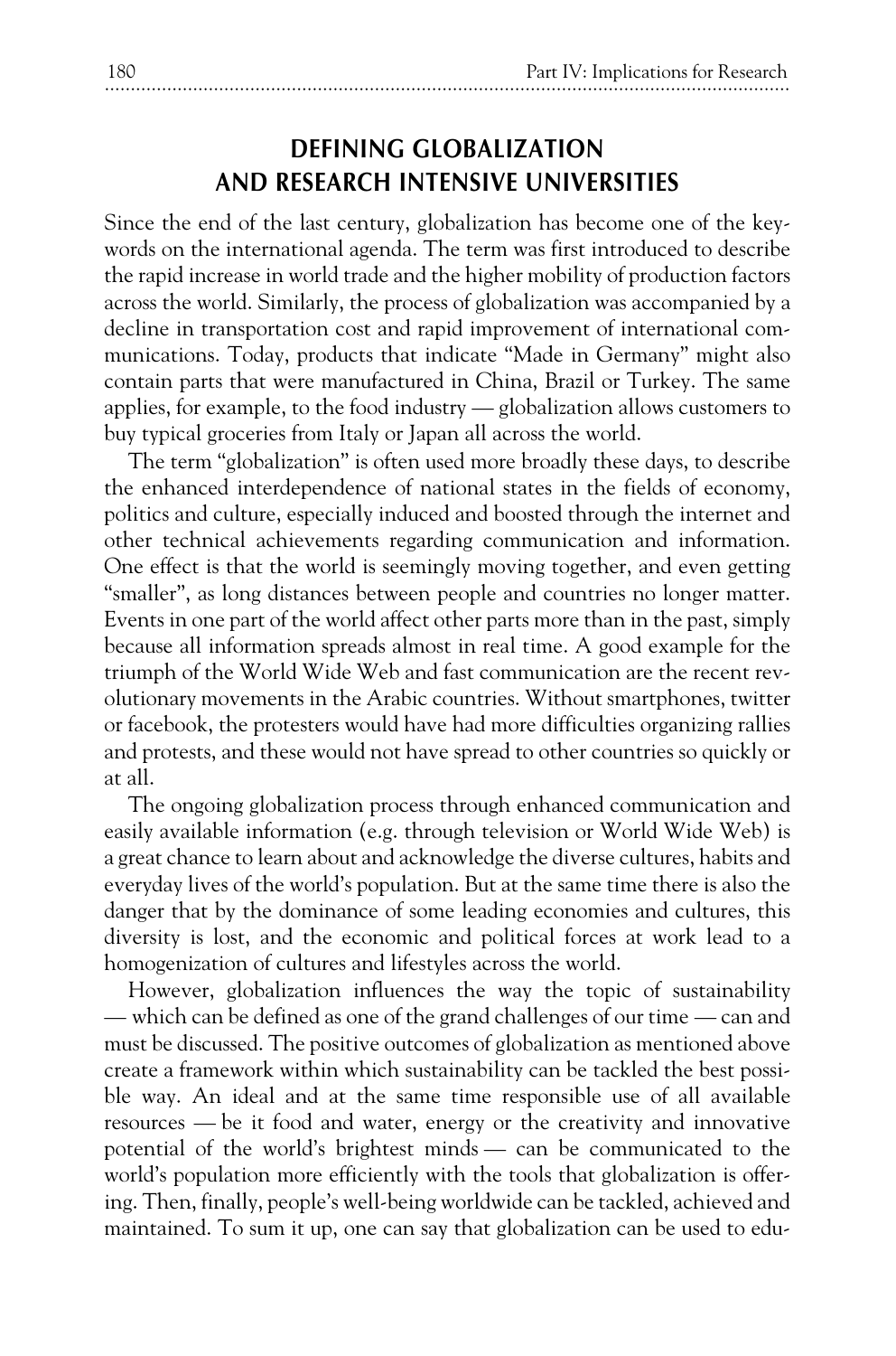## DEFINING GLOBALIZATION AND RESEARCH INTENSIVE UNIVERSITIES

Since the end of the last century, globalization has become one of the keywords on the international agenda. The term was first introduced to describe the rapid increase in world trade and the higher mobility of production factors across the world. Similarly, the process of globalization was accompanied by a decline in transportation cost and rapid improvement of international communications. Today, products that indicate "Made in Germany" might also contain parts that were manufactured in China, Brazil or Turkey. The same applies, for example, to the food industry — globalization allows customers to buy typical groceries from Italy or Japan all across the world.

The term "globalization" is often used more broadly these days, to describe the enhanced interdependence of national states in the fields of economy, politics and culture, especially induced and boosted through the internet and other technical achievements regarding communication and information. One effect is that the world is seemingly moving together, and even getting "smaller", as long distances between people and countries no longer matter. Events in one part of the world affect other parts more than in the past, simply because all information spreads almost in real time. A good example for the triumph of the World Wide Web and fast communication are the recent revolutionary movements in the Arabic countries. Without smartphones, twitter or facebook, the protesters would have had more difficulties organizing rallies and protests, and these would not have spread to other countries so quickly or at all.

The ongoing globalization process through enhanced communication and easily available information (e.g. through television or World Wide Web) is a great chance to learn about and acknowledge the diverse cultures, habits and everyday lives of the world's population. But at the same time there is also the danger that by the dominance of some leading economies and cultures, this diversity is lost, and the economic and political forces at work lead to a homogenization of cultures and lifestyles across the world.

However, globalization influences the way the topic of sustainability — which can be defined as one of the grand challenges of our time — can and must be discussed. The positive outcomes of globalization as mentioned above create a framework within which sustainability can be tackled the best possible way. An ideal and at the same time responsible use of all available resources — be it food and water, energy or the creativity and innovative potential of the world's brightest minds — can be communicated to the world's population more efficiently with the tools that globalization is offering. Then, finally, people's well-being worldwide can be tackled, achieved and maintained. To sum it up, one can say that globalization can be used to edu-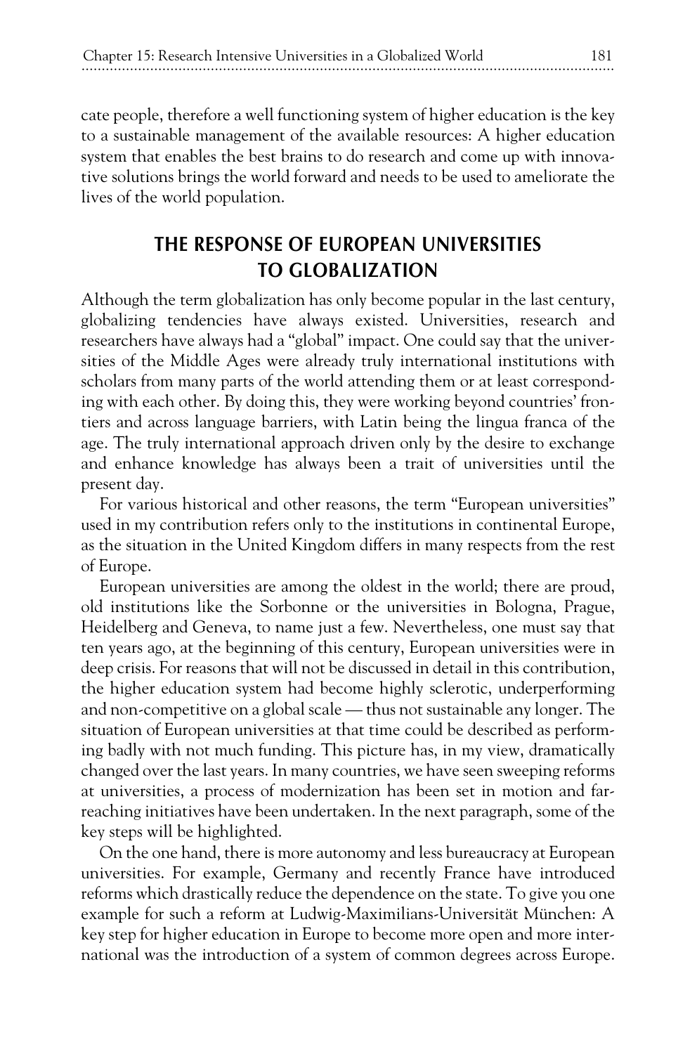cate people, therefore a well functioning system of higher education is the key to a sustainable management of the available resources: A higher education system that enables the best brains to do research and come up with innovative solutions brings the world forward and needs to be used to ameliorate the lives of the world population.

## THE RESPONSE OF EUROPEAN UNIVERSITIES TO GLOBALIZATION

Although the term globalization has only become popular in the last century, globalizing tendencies have always existed. Universities, research and researchers have always had a "global" impact. One could say that the universities of the Middle Ages were already truly international institutions with scholars from many parts of the world attending them or at least corresponding with each other. By doing this, they were working beyond countries' frontiers and across language barriers, with Latin being the lingua franca of the age. The truly international approach driven only by the desire to exchange and enhance knowledge has always been a trait of universities until the present day.

For various historical and other reasons, the term "European universities" used in my contribution refers only to the institutions in continental Europe, as the situation in the United Kingdom differs in many respects from the rest of Europe.

European universities are among the oldest in the world; there are proud, old institutions like the Sorbonne or the universities in Bologna, Prague, Heidelberg and Geneva, to name just a few. Nevertheless, one must say that ten years ago, at the beginning of this century, European universities were in deep crisis. For reasons that will not be discussed in detail in this contribution, the higher education system had become highly sclerotic, underperforming and non-competitive on a global scale — thus not sustainable any longer. The situation of European universities at that time could be described as performing badly with not much funding. This picture has, in my view, dramatically changed over the last years. In many countries, we have seen sweeping reforms at universities, a process of modernization has been set in motion and far-reaching initiatives have been undertaken. In the next paragraph, some of the key steps will be highlighted.

On the one hand, there is more autonomy and less bureaucracy at European universities. For example, Germany and recently France have introduced reforms which drastically reduce the dependence on the state. To give you one example for such a reform at Ludwig-Maximilians-Universität München: A key step for higher education in Europe to become more open and more international was the introduction of a system of common degrees across Europe.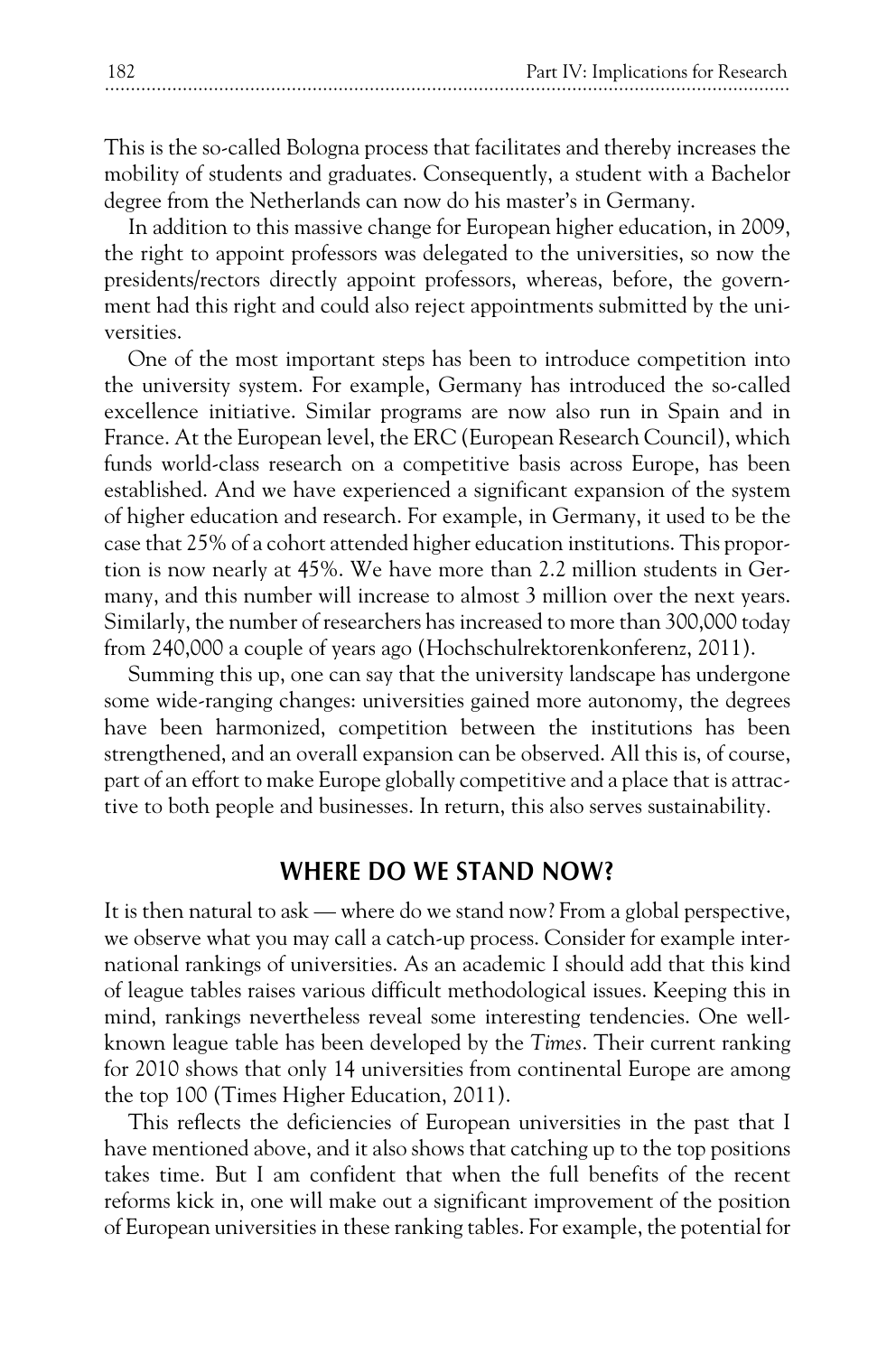This is the so-called Bologna process that facilitates and thereby increases the mobility of students and graduates. Consequently, a student with a Bachelor degree from the Netherlands can now do his master's in Germany.

In addition to this massive change for European higher education, in 2009, the right to appoint professors was delegated to the universities, so now the presidents/rectors directly appoint professors, whereas, before, the government had this right and could also reject appointments submitted by the universities.

One of the most important steps has been to introduce competition into the university system. For example, Germany has introduced the so-called excellence initiative. Similar programs are now also run in Spain and in France. At the European level, the ERC (European Research Council), which funds world-class research on a competitive basis across Europe, has been established. And we have experienced a significant expansion of the system of higher education and research. For example, in Germany, it used to be the case that 25% of a cohort attended higher education institutions. This proportion is now nearly at 45%. We have more than 2.2 million students in Germany, and this number will increase to almost 3 million over the next years. Similarly, the number of researchers has increased to more than 300,000 today from 240,000 a couple of years ago (Hochschulrektorenkonferenz, 2011).

Summing this up, one can say that the university landscape has undergone some wide-ranging changes: universities gained more autonomy, the degrees have been harmonized, competition between the institutions has been strengthened, and an overall expansion can be observed. All this is, of course, part of an effort to make Europe globally competitive and a place that is attractive to both people and businesses. In return, this also serves sustainability.

## WHERE DO WE STAND NOW?

It is then natural to ask — where do we stand now? From a global perspective, we observe what you may call a catch-up process. Consider for example international rankings of universities. As an academic I should add that this kind of league tables raises various difficult methodological issues. Keeping this in mind, rankings nevertheless reveal some interesting tendencies. One well-known league table has been developed by the *Times*. Their current ranking for 2010 shows that only 14 universities from continental Europe are among the top 100 (Times Higher Education, 2011).

This reflects the deficiencies of European universities in the past that I have mentioned above, and it also shows that catching up to the top positions takes time. But I am confident that when the full benefits of the recent reforms kick in, one will make out a significant improvement of the position of European universities in these ranking tables. For example, the potential for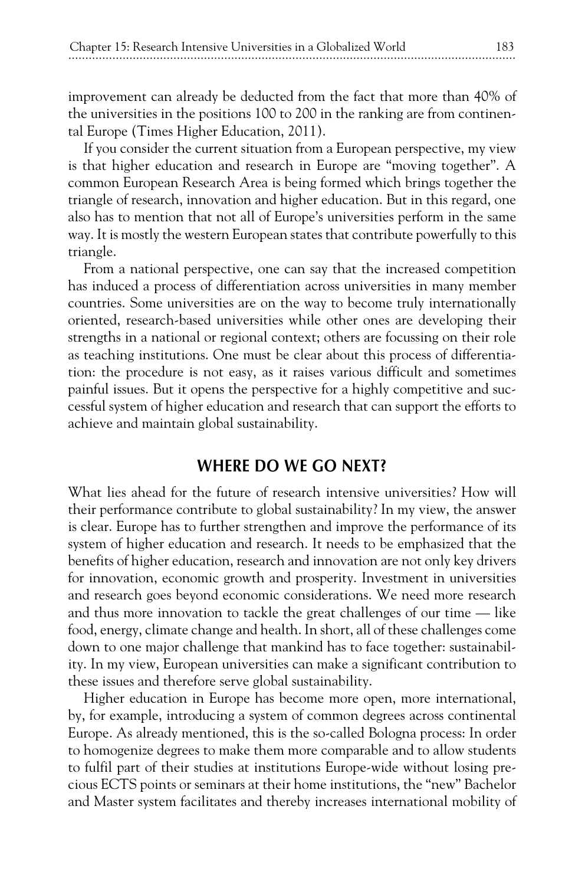improvement can already be deducted from the fact that more than 40% of the universities in the positions 100 to 200 in the ranking are from continental Europe (Times Higher Education, 2011).

If you consider the current situation from a European perspective, my view is that higher education and research in Europe are "moving together". A common European Research Area is being formed which brings together the triangle of research, innovation and higher education. But in this regard, one also has to mention that not all of Europe's universities perform in the same way. It is mostly the western European states that contribute powerfully to this triangle.

From a national perspective, one can say that the increased competition has induced a process of differentiation across universities in many member countries. Some universities are on the way to become truly internationally oriented, research-based universities while other ones are developing their strengths in a national or regional context; others are focussing on their role as teaching institutions. One must be clear about this process of differentiation: the procedure is not easy, as it raises various difficult and sometimes painful issues. But it opens the perspective for a highly competitive and successful system of higher education and research that can support the efforts to achieve and maintain global sustainability.

## WHERE DO WE GO NEXT?

What lies ahead for the future of research intensive universities? How will their performance contribute to global sustainability? In my view, the answer is clear. Europe has to further strengthen and improve the performance of its system of higher education and research. It needs to be emphasized that the benefits of higher education, research and innovation are not only key drivers for innovation, economic growth and prosperity. Investment in universities and research goes beyond economic considerations. We need more research and thus more innovation to tackle the great challenges of our time — like food, energy, climate change and health. In short, all of these challenges come down to one major challenge that mankind has to face together: sustainability. In my view, European universities can make a significant contribution to these issues and therefore serve global sustainability.

Higher education in Europe has become more open, more international, by, for example, introducing a system of common degrees across continental Europe. As already mentioned, this is the so-called Bologna process: In order to homogenize degrees to make them more comparable and to allow students to fulfil part of their studies at institutions Europe-wide without losing precious ECTS points or seminars at their home institutions, the "new" Bachelor and Master system facilitates and thereby increases international mobility of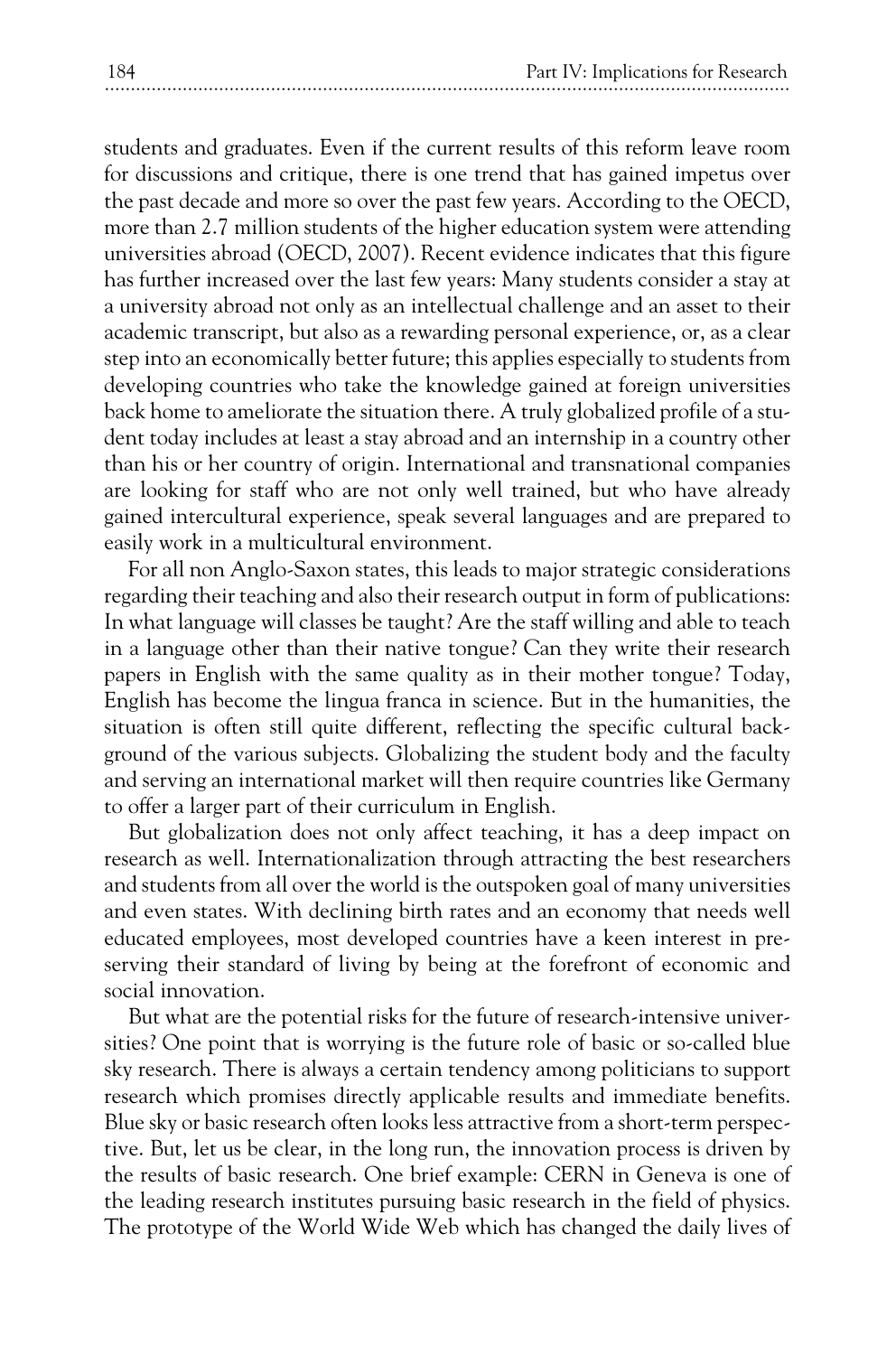students and graduates. Even if the current results of this reform leave room for discussions and critique, there is one trend that has gained impetus over the past decade and more so over the past few years. According to the OECD, more than 2.7 million students of the higher education system were attending universities abroad (OECD, 2007). Recent evidence indicates that this figure has further increased over the last few years: Many students consider a stay at a university abroad not only as an intellectual challenge and an asset to their academic transcript, but also as a rewarding personal experience, or, as a clear step into an economically better future; this applies especially to students from developing countries who take the knowledge gained at foreign universities back home to ameliorate the situation there. A truly globalized profile of a student today includes at least a stay abroad and an internship in a country other than his or her country of origin. International and transnational companies are looking for staff who are not only well trained, but who have already gained intercultural experience, speak several languages and are prepared to easily work in a multicultural environment.

For all non Anglo-Saxon states, this leads to major strategic considerations regarding their teaching and also their research output in form of publications: In what language will classes be taught? Are the staff willing and able to teach in a language other than their native tongue? Can they write their research papers in English with the same quality as in their mother tongue? Today, English has become the lingua franca in science. But in the humanities, the situation is often still quite different, reflecting the specific cultural background of the various subjects. Globalizing the student body and the faculty and serving an international market will then require countries like Germany to offer a larger part of their curriculum in English.

But globalization does not only affect teaching, it has a deep impact on research as well. Internationalization through attracting the best researchers and students from all over the world is the outspoken goal of many universities and even states. With declining birth rates and an economy that needs well educated employees, most developed countries have a keen interest in preserving their standard of living by being at the forefront of economic and social innovation.

But what are the potential risks for the future of research-intensive universities? One point that is worrying is the future role of basic or so-called blue sky research. There is always a certain tendency among politicians to support research which promises directly applicable results and immediate benefits. Blue sky or basic research often looks less attractive from a short-term perspective. But, let us be clear, in the long run, the innovation process is driven by the results of basic research. One brief example: CERN in Geneva is one of the leading research institutes pursuing basic research in the field of physics. The prototype of the World Wide Web which has changed the daily lives of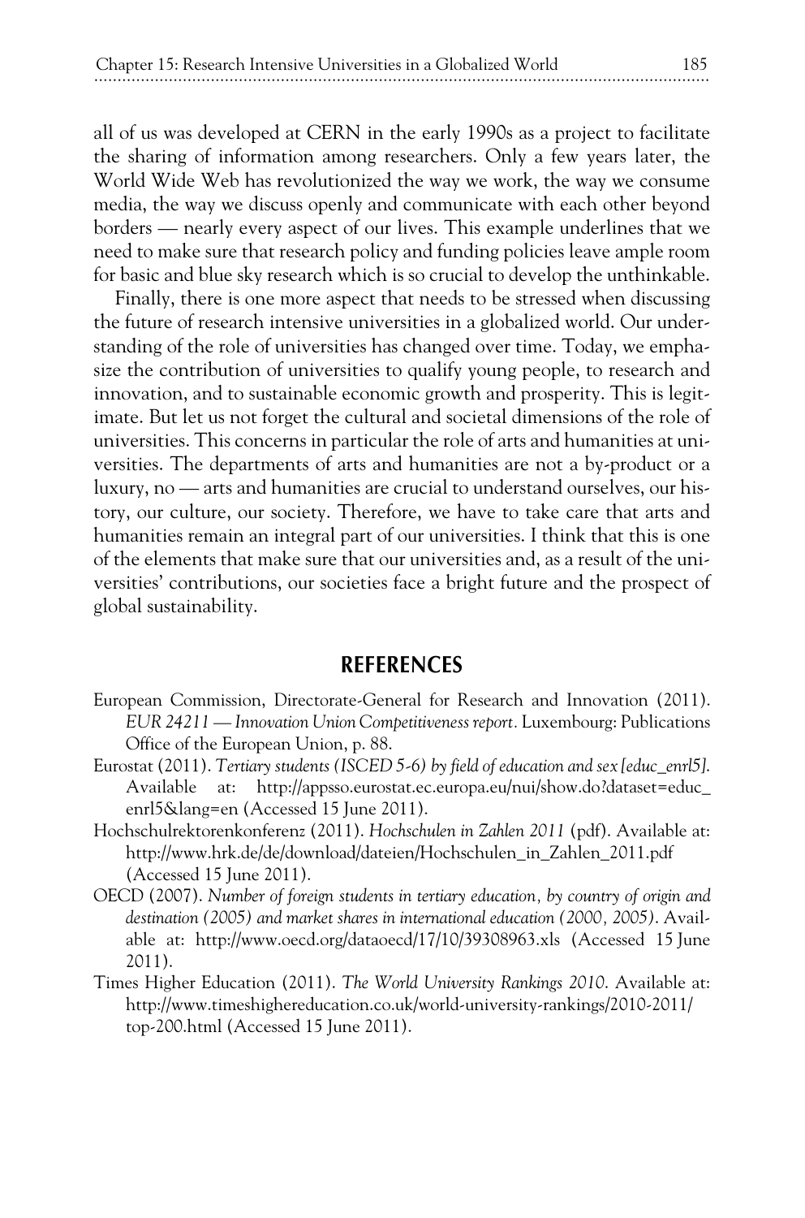all of us was developed at CERN in the early 1990s as a project to facilitate the sharing of information among researchers. Only a few years later, the World Wide Web has revolutionized the way we work, the way we consume media, the way we discuss openly and communicate with each other beyond borders — nearly every aspect of our lives. This example underlines that we need to make sure that research policy and funding policies leave ample room for basic and blue sky research which is so crucial to develop the unthinkable.

Finally, there is one more aspect that needs to be stressed when discussing the future of research intensive universities in a globalized world. Our understanding of the role of universities has changed over time. Today, we emphasize the contribution of universities to qualify young people, to research and innovation, and to sustainable economic growth and prosperity. This is legitimate. But let us not forget the cultural and societal dimensions of the role of universities. This concerns in particular the role of arts and humanities at universities. The departments of arts and humanities are not a by-product or a luxury, no — arts and humanities are crucial to understand ourselves, our history, our culture, our society. Therefore, we have to take care that arts and humanities remain an integral part of our universities. I think that this is one of the elements that make sure that our universities and, as a result of the universities' contributions, our societies face a bright future and the prospect of global sustainability.

## REFERENCES

European Commission, Directorate-General for Research and Innovation (2011). *EUR 24211 — Innovation Union Competitiveness report*. Luxembourg: Publications Office of the European Union, p. 88.

Eurostat (2011). *Tertiary students (ISCED 5-6) by field of education and sex [educ_enrl5]*. Available at: http://appsso.eurostat.ec.europa.eu/nui/show.do?dataset=educ_enrl5&lang=en (Accessed 15 June 2011).

Hochschulrektorenkonferenz (2011). *Hochschulen in Zahlen 2011* (pdf). Available at: http://www.hrk.de/de/download/dateien/Hochschulen_in_Zahlen_2011.pdf (Accessed 15 June 2011).

OECD (2007). *Number of foreign students in tertiary education, by country of origin and destination (2005) and market shares in international education (2000, 2005)*. Available at: http://www.oecd.org/dataoecd/17/10/39308963.xls (Accessed 15 June 2011).

Times Higher Education (2011). *The World University Rankings 2010*. Available at: http://www.timeshighereducation.co.uk/world-university-rankings/2010-2011/top-200.html (Accessed 15 June 2011).